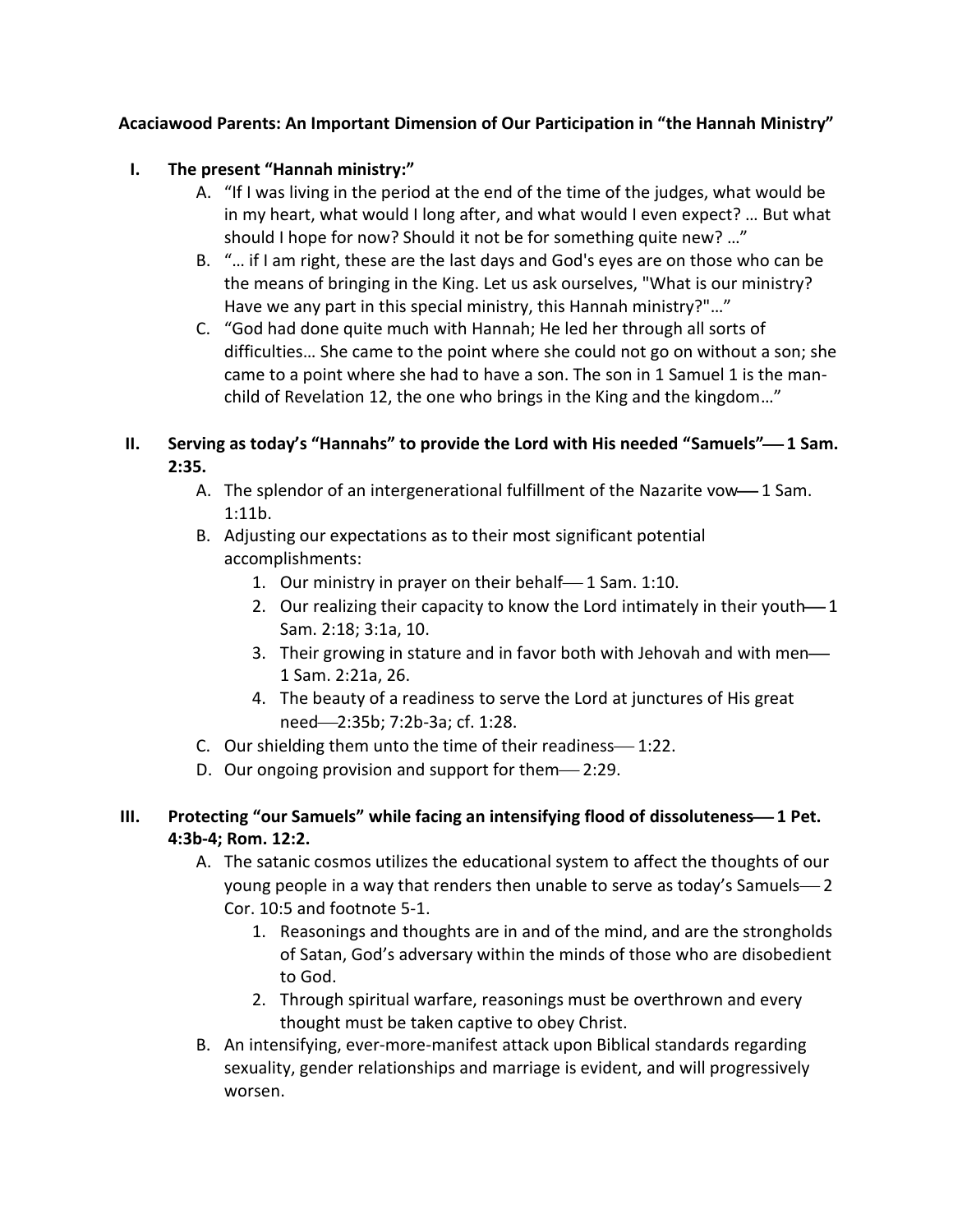**Acaciawood Parents: An Important Dimension of Our Participation in "the Hannah Ministry"**

I. **The present "Hannah ministry:"**
   A. "If I was living in the period at the end of the time of the judges, what would be in my heart, what would I long after, and what would I even expect? … But what should I hope for now? Should it not be for something quite new? …"
   B. "… if I am right, these are the last days and God's eyes are on those who can be the means of bringing in the King. Let us ask ourselves, "What is our ministry? Have we any part in this special ministry, this Hannah ministry?"…"
   C. "God had done quite much with Hannah; He led her through all sorts of difficulties… She came to the point where she could not go on without a son; she came to a point where she had to have a son. The son in 1 Samuel 1 is the man-child of Revelation 12, the one who brings in the King and the kingdom…"

II. **Serving as today's "Hannahs" to provide the Lord with His needed "Samuels"— 1 Sam. 2:35.**
   A. The splendor of an intergenerational fulfillment of the Nazarite vow— 1 Sam. 1:11b.
   B. Adjusting our expectations as to their most significant potential accomplishments:
      1. Our ministry in prayer on their behalf— 1 Sam. 1:10.
      2. Our realizing their capacity to know the Lord intimately in their youth— 1 Sam. 2:18; 3:1a, 10.
      3. Their growing in stature and in favor both with Jehovah and with men— 1 Sam. 2:21a, 26.
      4. The beauty of a readiness to serve the Lord at junctures of His great need—2:35b; 7:2b-3a; cf. 1:28.
   C. Our shielding them unto the time of their readiness— 1:22.
   D. Our ongoing provision and support for them— 2:29.

III. **Protecting "our Samuels" while facing an intensifying flood of dissoluteness— 1 Pet. 4:3b-4; Rom. 12:2.**
   A. The satanic cosmos utilizes the educational system to affect the thoughts of our young people in a way that renders then unable to serve as today's Samuels— 2 Cor. 10:5 and footnote 5-1.
      1. Reasonings and thoughts are in and of the mind, and are the strongholds of Satan, God's adversary within the minds of those who are disobedient to God.
      2. Through spiritual warfare, reasonings must be overthrown and every thought must be taken captive to obey Christ.
   B. An intensifying, ever-more-manifest attack upon Biblical standards regarding sexuality, gender relationships and marriage is evident, and will progressively worsen.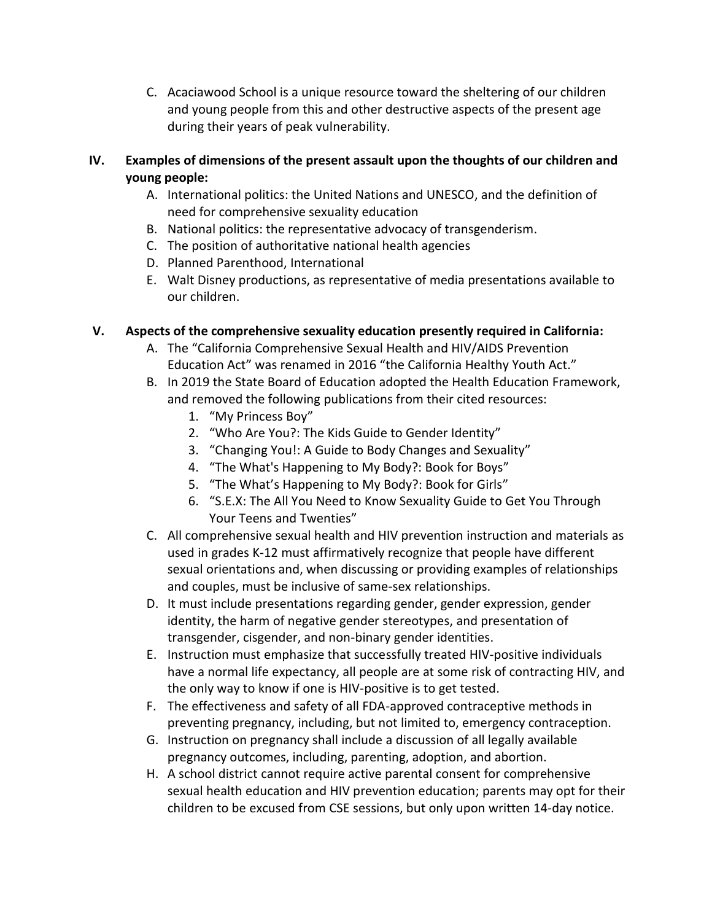C. Acaciawood School is a unique resource toward the sheltering of our children and young people from this and other destructive aspects of the present age during their years of peak vulnerability.

**IV. Examples of dimensions of the present assault upon the thoughts of our children and young people:**

A. International politics: the United Nations and UNESCO, and the definition of need for comprehensive sexuality education
B. National politics: the representative advocacy of transgenderism.
C. The position of authoritative national health agencies
D. Planned Parenthood, International
E. Walt Disney productions, as representative of media presentations available to our children.

**V. Aspects of the comprehensive sexuality education presently required in California:**

A. The "California Comprehensive Sexual Health and HIV/AIDS Prevention Education Act" was renamed in 2016 "the California Healthy Youth Act."
B. In 2019 the State Board of Education adopted the Health Education Framework, and removed the following publications from their cited resources:
   1. "My Princess Boy"
   2. "Who Are You?: The Kids Guide to Gender Identity"
   3. "Changing You!: A Guide to Body Changes and Sexuality"
   4. "The What's Happening to My Body?: Book for Boys"
   5. "The What's Happening to My Body?: Book for Girls"
   6. "S.E.X: The All You Need to Know Sexuality Guide to Get You Through Your Teens and Twenties"
C. All comprehensive sexual health and HIV prevention instruction and materials as used in grades K-12 must affirmatively recognize that people have different sexual orientations and, when discussing or providing examples of relationships and couples, must be inclusive of same-sex relationships.
D. It must include presentations regarding gender, gender expression, gender identity, the harm of negative gender stereotypes, and presentation of transgender, cisgender, and non-binary gender identities.
E. Instruction must emphasize that successfully treated HIV-positive individuals have a normal life expectancy, all people are at some risk of contracting HIV, and the only way to know if one is HIV-positive is to get tested.
F. The effectiveness and safety of all FDA-approved contraceptive methods in preventing pregnancy, including, but not limited to, emergency contraception.
G. Instruction on pregnancy shall include a discussion of all legally available pregnancy outcomes, including, parenting, adoption, and abortion.
H. A school district cannot require active parental consent for comprehensive sexual health education and HIV prevention education; parents may opt for their children to be excused from CSE sessions, but only upon written 14-day notice.